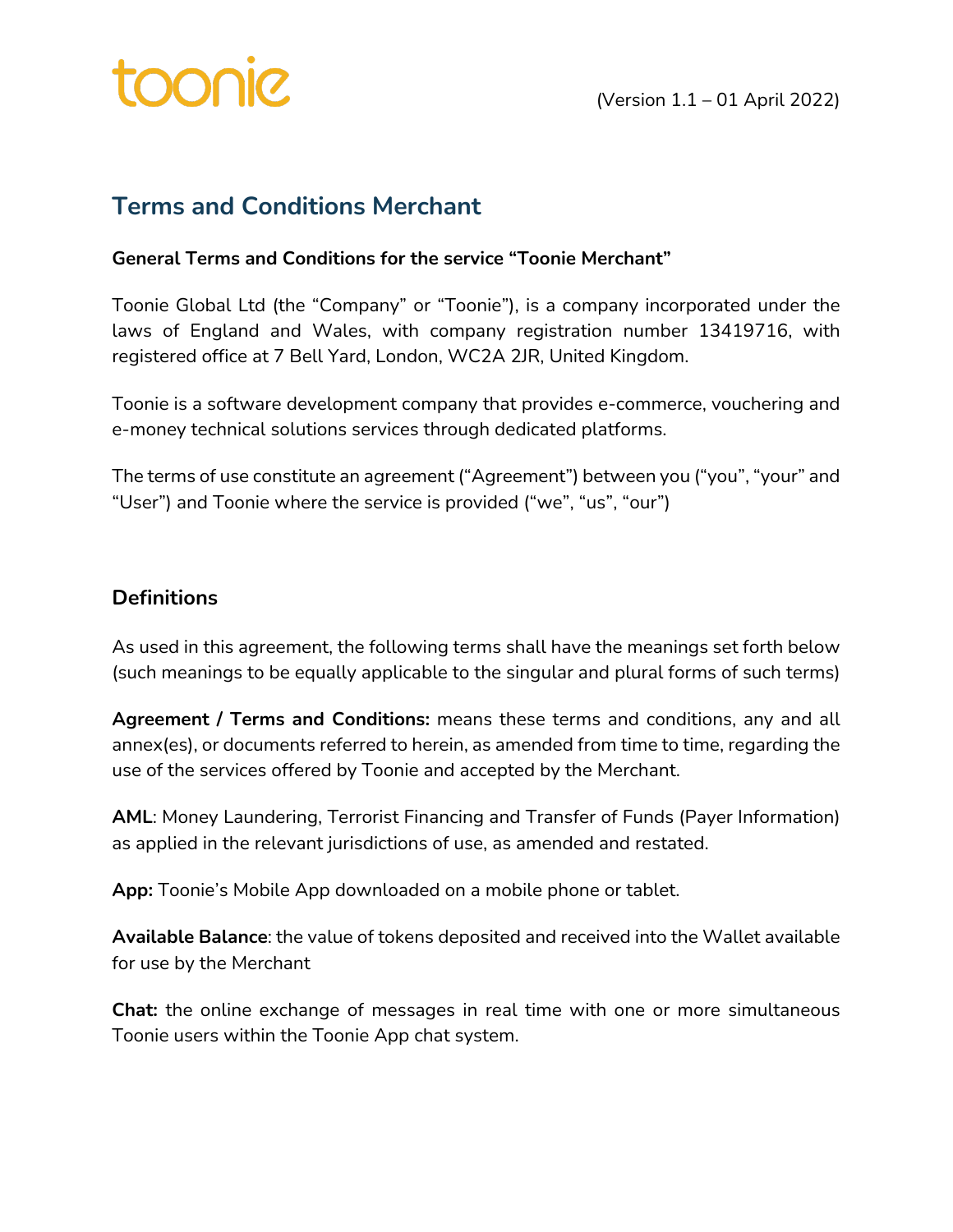toonie

(Version 1.1 – 01 April 2022)

# Terms and Conditions Merchant

**General Terms and Conditions for the service "Toonie Merchant"**

Toonie Global Ltd (the "Company" or "Toonie"), is a company incorporated under the laws of England and Wales, with company registration number 13419716, with registered office at 7 Bell Yard, London, WC2A 2JR, United Kingdom.

Toonie is a software development company that provides e-commerce, vouchering and e-money technical solutions services through dedicated platforms.

The terms of use constitute an agreement ("Agreement") between you ("you", "your" and "User") and Toonie where the service is provided ("we", "us", "our")

## Definitions

As used in this agreement, the following terms shall have the meanings set forth below (such meanings to be equally applicable to the singular and plural forms of such terms)

**Agreement / Terms and Conditions:** means these terms and conditions, any and all annex(es), or documents referred to herein, as amended from time to time, regarding the use of the services offered by Toonie and accepted by the Merchant.

**AML**: Money Laundering, Terrorist Financing and Transfer of Funds (Payer Information) as applied in the relevant jurisdictions of use, as amended and restated.

**App:** Toonie's Mobile App downloaded on a mobile phone or tablet.

**Available Balance**: the value of tokens deposited and received into the Wallet available for use by the Merchant

**Chat:** the online exchange of messages in real time with one or more simultaneous Toonie users within the Toonie App chat system.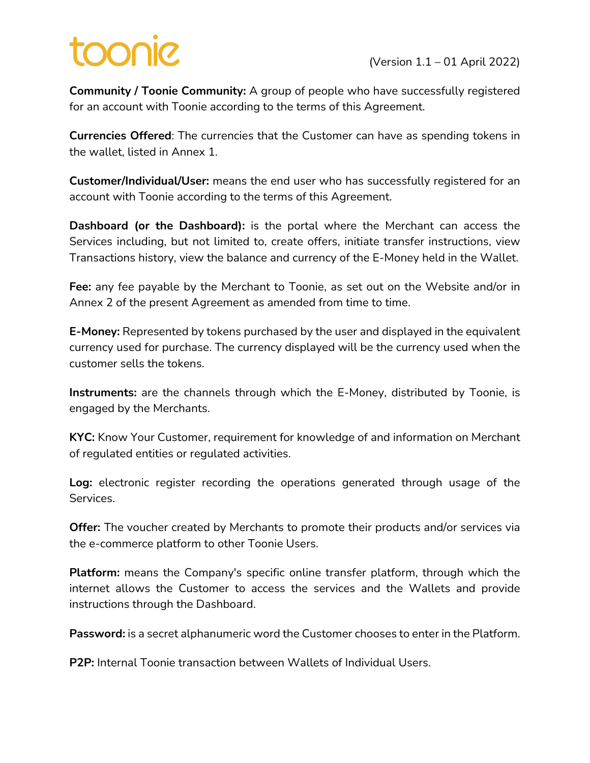**Community / Toonie Community:** A group of people who have successfully registered for an account with Toonie according to the terms of this Agreement.

**Currencies Offered**: The currencies that the Customer can have as spending tokens in the wallet, listed in Annex 1.

**Customer/Individual/User:** means the end user who has successfully registered for an account with Toonie according to the terms of this Agreement.

**Dashboard (or the Dashboard):** is the portal where the Merchant can access the Services including, but not limited to, create offers, initiate transfer instructions, view Transactions history, view the balance and currency of the E-Money held in the Wallet.

**Fee:** any fee payable by the Merchant to Toonie, as set out on the Website and/or in Annex 2 of the present Agreement as amended from time to time.

**E-Money:** Represented by tokens purchased by the user and displayed in the equivalent currency used for purchase. The currency displayed will be the currency used when the customer sells the tokens.

**Instruments:** are the channels through which the E-Money, distributed by Toonie, is engaged by the Merchants.

**KYC:** Know Your Customer, requirement for knowledge of and information on Merchant of regulated entities or regulated activities.

**Log:** electronic register recording the operations generated through usage of the Services.

**Offer:** The voucher created by Merchants to promote their products and/or services via the e-commerce platform to other Toonie Users.

**Platform:** means the Company's specific online transfer platform, through which the internet allows the Customer to access the services and the Wallets and provide instructions through the Dashboard.

**Password:** is a secret alphanumeric word the Customer chooses to enter in the Platform.

**P2P:** Internal Toonie transaction between Wallets of Individual Users.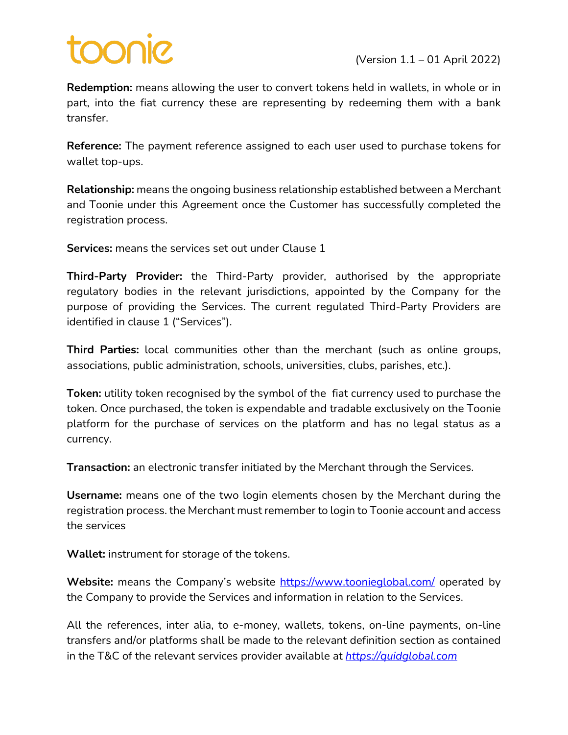**Redemption:** means allowing the user to convert tokens held in wallets, in whole or in part, into the fiat currency these are representing by redeeming them with a bank transfer.

**Reference:** The payment reference assigned to each user used to purchase tokens for wallet top-ups.

**Relationship:** means the ongoing business relationship established between a Merchant and Toonie under this Agreement once the Customer has successfully completed the registration process.

**Services:** means the services set out under Clause 1

**Third-Party Provider:** the Third-Party provider, authorised by the appropriate regulatory bodies in the relevant jurisdictions, appointed by the Company for the purpose of providing the Services. The current regulated Third-Party Providers are identified in clause 1 ("Services").

**Third Parties:** local communities other than the merchant (such as online groups, associations, public administration, schools, universities, clubs, parishes, etc.).

**Token:** utility token recognised by the symbol of the fiat currency used to purchase the token. Once purchased, the token is expendable and tradable exclusively on the Toonie platform for the purchase of services on the platform and has no legal status as a currency.

**Transaction:** an electronic transfer initiated by the Merchant through the Services.

**Username:** means one of the two login elements chosen by the Merchant during the registration process. the Merchant must remember to login to Toonie account and access the services

**Wallet:** instrument for storage of the tokens.

**Website:** means the Company's website https://www.toonieglobal.com/ operated by the Company to provide the Services and information in relation to the Services.

All the references, inter alia, to e-money, wallets, tokens, on-line payments, on-line transfers and/or platforms shall be made to the relevant definition section as contained in the T&C of the relevant services provider available at *https://quidglobal.com*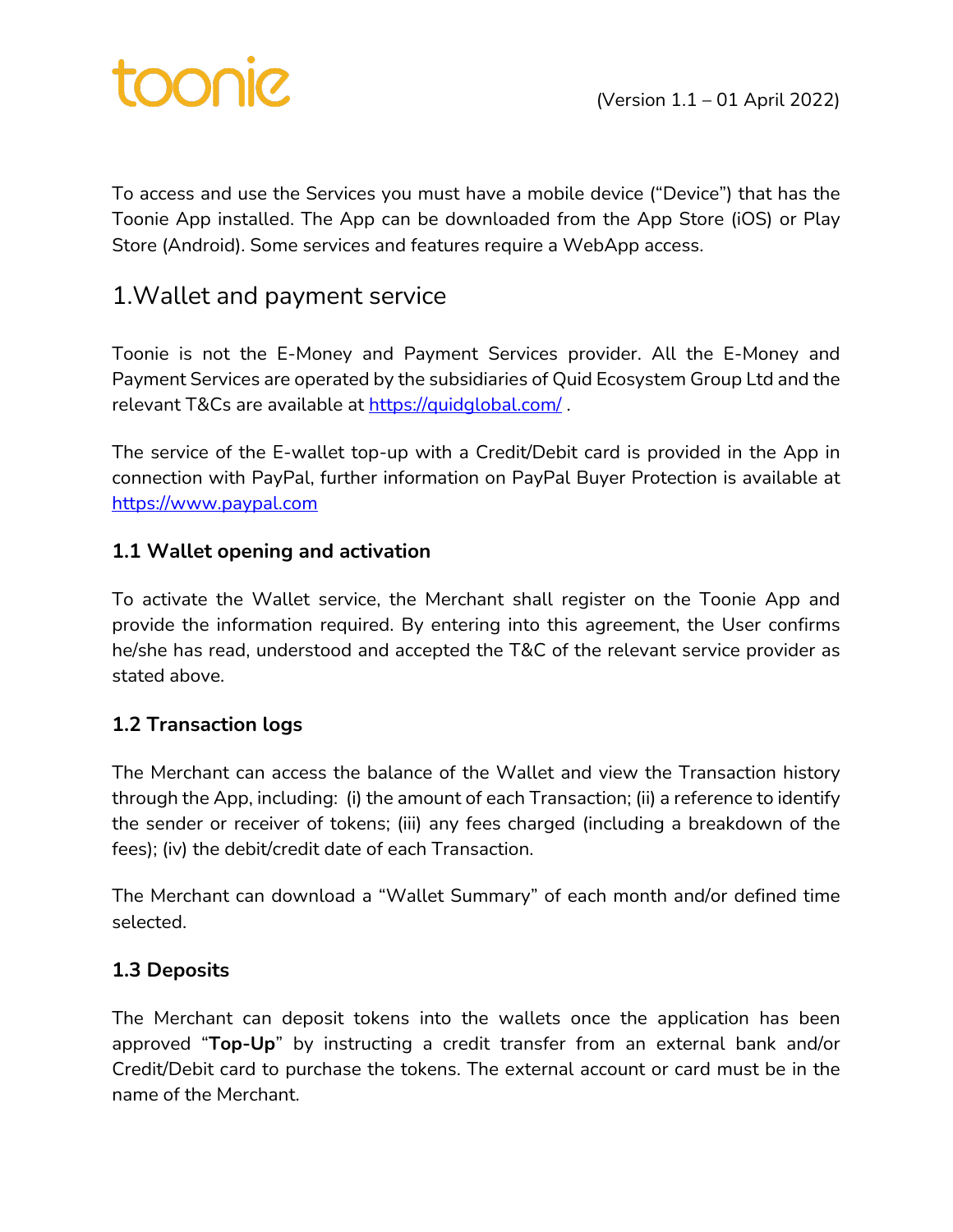toonie

(Version 1.1 – 01 April 2022)

To access and use the Services you must have a mobile device ("Device") that has the Toonie App installed. The App can be downloaded from the App Store (iOS) or Play Store (Android). Some services and features require a WebApp access.

## 1.Wallet and payment service

Toonie is not the E-Money and Payment Services provider. All the E-Money and Payment Services are operated by the subsidiaries of Quid Ecosystem Group Ltd and the relevant T&Cs are available at https://quidglobal.com/ .

The service of the E-wallet top-up with a Credit/Debit card is provided in the App in connection with PayPal, further information on PayPal Buyer Protection is available at https://www.paypal.com

### 1.1 Wallet opening and activation

To activate the Wallet service, the Merchant shall register on the Toonie App and provide the information required. By entering into this agreement, the User confirms he/she has read, understood and accepted the T&C of the relevant service provider as stated above.

### 1.2 Transaction logs

The Merchant can access the balance of the Wallet and view the Transaction history through the App, including: (i) the amount of each Transaction; (ii) a reference to identify the sender or receiver of tokens; (iii) any fees charged (including a breakdown of the fees); (iv) the debit/credit date of each Transaction.

The Merchant can download a "Wallet Summary" of each month and/or defined time selected.

### 1.3 Deposits

The Merchant can deposit tokens into the wallets once the application has been approved "**Top-Up**" by instructing a credit transfer from an external bank and/or Credit/Debit card to purchase the tokens. The external account or card must be in the name of the Merchant.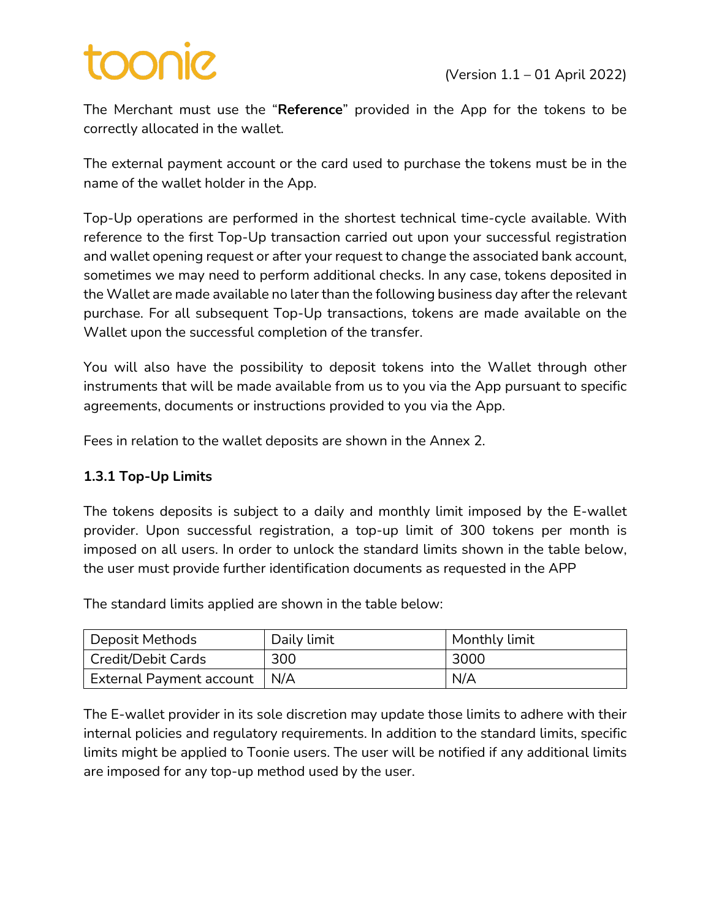The Merchant must use the "**Reference**" provided in the App for the tokens to be correctly allocated in the wallet.

The external payment account or the card used to purchase the tokens must be in the name of the wallet holder in the App.

Top-Up operations are performed in the shortest technical time-cycle available. With reference to the first Top-Up transaction carried out upon your successful registration and wallet opening request or after your request to change the associated bank account, sometimes we may need to perform additional checks. In any case, tokens deposited in the Wallet are made available no later than the following business day after the relevant purchase. For all subsequent Top-Up transactions, tokens are made available on the Wallet upon the successful completion of the transfer.

You will also have the possibility to deposit tokens into the Wallet through other instruments that will be made available from us to you via the App pursuant to specific agreements, documents or instructions provided to you via the App.

Fees in relation to the wallet deposits are shown in the Annex 2.

### 1.3.1 Top-Up Limits

The tokens deposits is subject to a daily and monthly limit imposed by the E-wallet provider. Upon successful registration, a top-up limit of 300 tokens per month is imposed on all users. In order to unlock the standard limits shown in the table below, the user must provide further identification documents as requested in the APP

The standard limits applied are shown in the table below:

| Deposit Methods | Daily limit | Monthly limit |
| --- | --- | --- |
| Credit/Debit Cards | 300 | 3000 |
| External Payment account | N/A | N/A |

The E-wallet provider in its sole discretion may update those limits to adhere with their internal policies and regulatory requirements. In addition to the standard limits, specific limits might be applied to Toonie users. The user will be notified if any additional limits are imposed for any top-up method used by the user.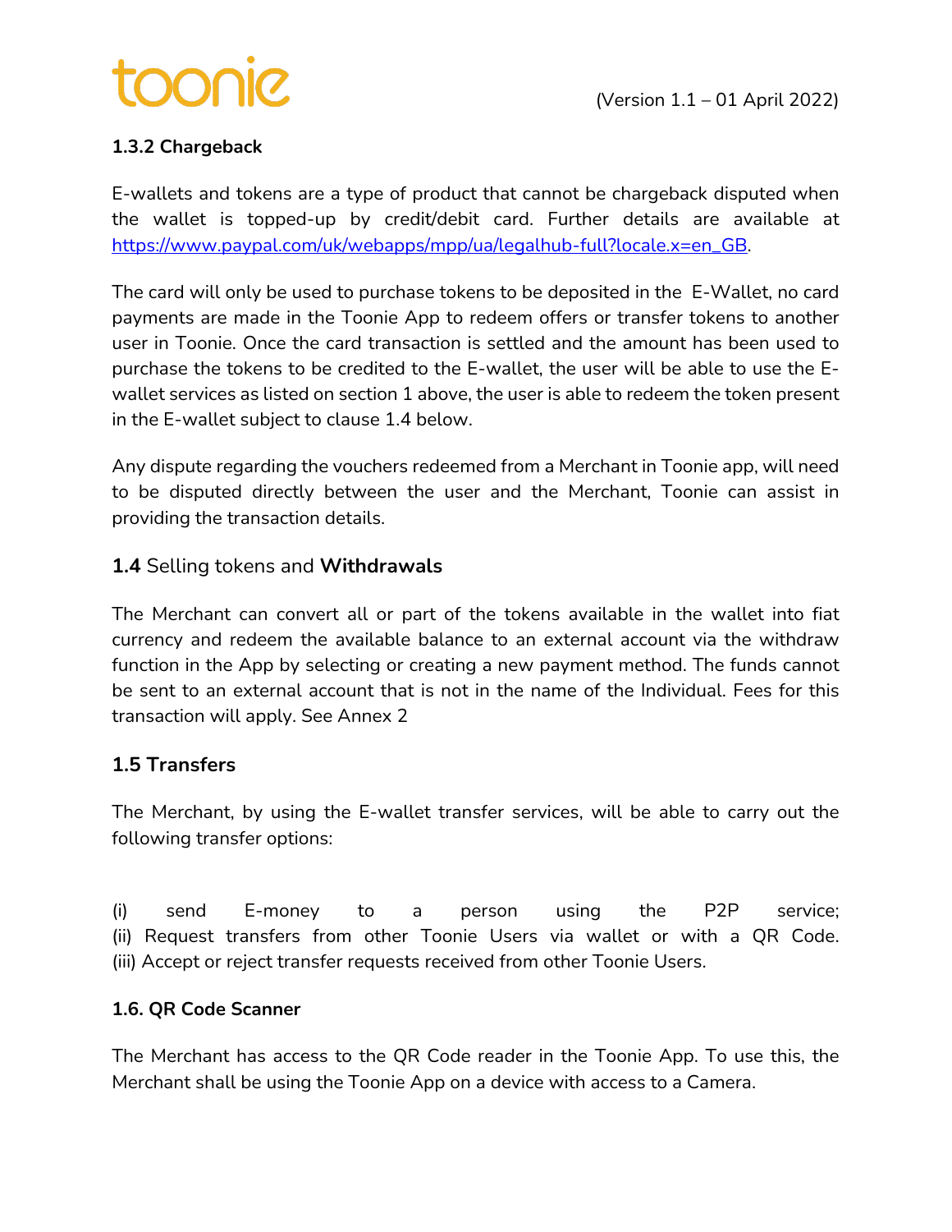### 1.3.2 Chargeback

E-wallets and tokens are a type of product that cannot be chargeback disputed when the wallet is topped-up by credit/debit card. Further details are available at [https://www.paypal.com/uk/webapps/mpp/ua/legalhub-full?locale.x=en_GB](https://www.paypal.com/uk/webapps/mpp/ua/legalhub-full?locale.x=en_GB).

The card will only be used to purchase tokens to be deposited in the E-Wallet, no card payments are made in the Toonie App to redeem offers or transfer tokens to another user in Toonie. Once the card transaction is settled and the amount has been used to purchase the tokens to be credited to the E-wallet, the user will be able to use the E-wallet services as listed on section 1 above, the user is able to redeem the token present in the E-wallet subject to clause 1.4 below.

Any dispute regarding the vouchers redeemed from a Merchant in Toonie app, will need to be disputed directly between the user and the Merchant, Toonie can assist in providing the transaction details.

### **1.4** Selling tokens and **Withdrawals**

The Merchant can convert all or part of the tokens available in the wallet into fiat currency and redeem the available balance to an external account via the withdraw function in the App by selecting or creating a new payment method. The funds cannot be sent to an external account that is not in the name of the Individual. Fees for this transaction will apply. See Annex 2

### 1.5 Transfers

The Merchant, by using the E-wallet transfer services, will be able to carry out the following transfer options:

(i) send E-money to a person using the P2P service;
(ii) Request transfers from other Toonie Users via wallet or with a QR Code.
(iii) Accept or reject transfer requests received from other Toonie Users.

### 1.6. QR Code Scanner

The Merchant has access to the QR Code reader in the Toonie App. To use this, the Merchant shall be using the Toonie App on a device with access to a Camera.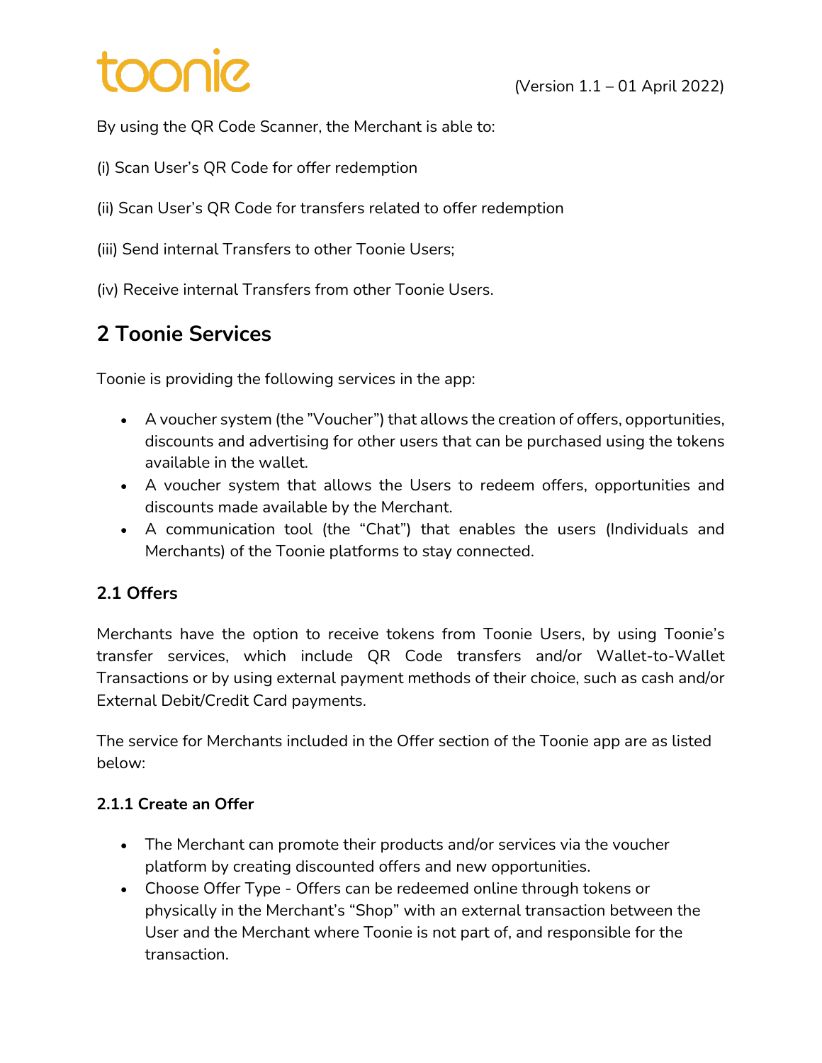By using the QR Code Scanner, the Merchant is able to:

(i) Scan User's QR Code for offer redemption

(ii) Scan User's QR Code for transfers related to offer redemption

(iii) Send internal Transfers to other Toonie Users;

(iv) Receive internal Transfers from other Toonie Users.

## 2 Toonie Services

Toonie is providing the following services in the app:

- A voucher system (the "Voucher") that allows the creation of offers, opportunities, discounts and advertising for other users that can be purchased using the tokens available in the wallet.
- A voucher system that allows the Users to redeem offers, opportunities and discounts made available by the Merchant.
- A communication tool (the "Chat") that enables the users (Individuals and Merchants) of the Toonie platforms to stay connected.

### 2.1 Offers

Merchants have the option to receive tokens from Toonie Users, by using Toonie's transfer services, which include QR Code transfers and/or Wallet-to-Wallet Transactions or by using external payment methods of their choice, such as cash and/or External Debit/Credit Card payments.

The service for Merchants included in the Offer section of the Toonie app are as listed below:

#### 2.1.1 Create an Offer

- The Merchant can promote their products and/or services via the voucher platform by creating discounted offers and new opportunities.
- Choose Offer Type - Offers can be redeemed online through tokens or physically in the Merchant's "Shop" with an external transaction between the User and the Merchant where Toonie is not part of, and responsible for the transaction.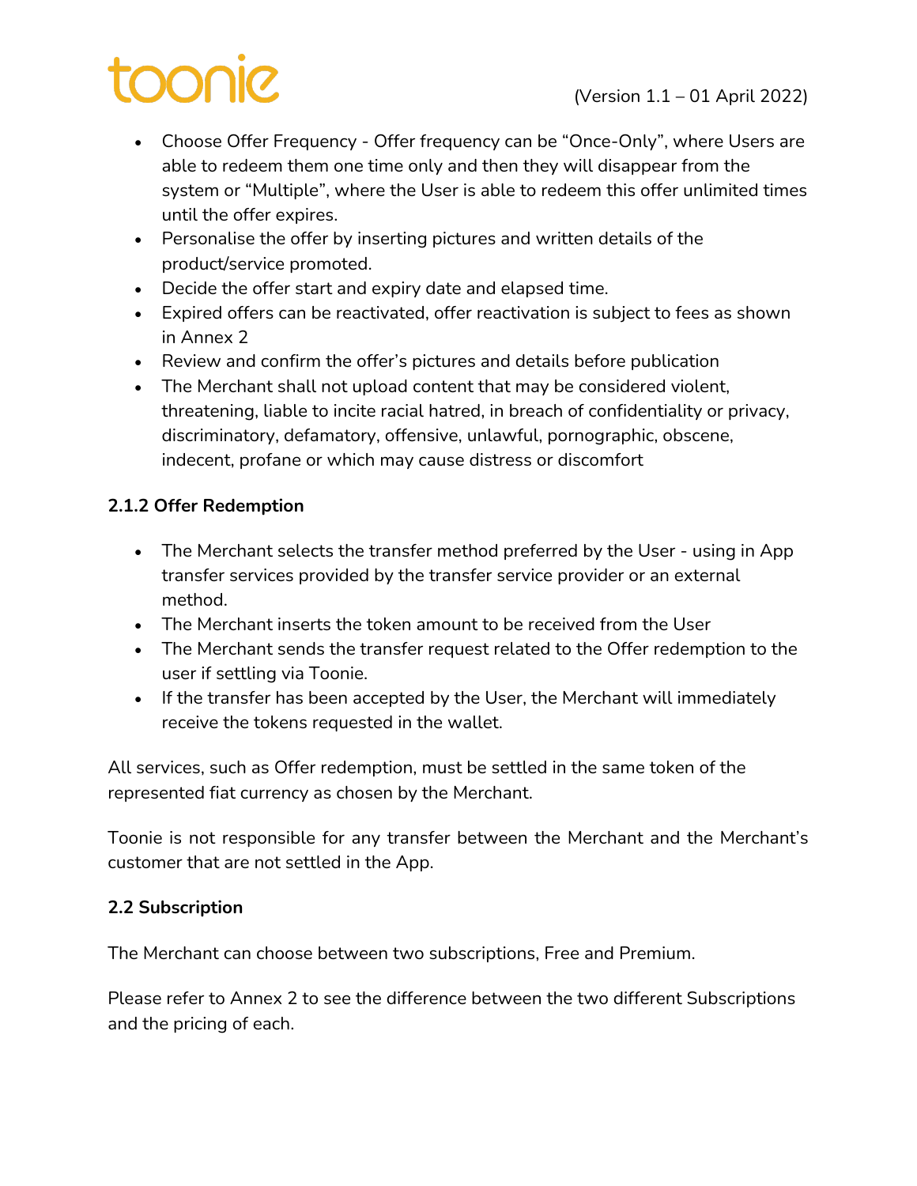- Choose Offer Frequency - Offer frequency can be "Once-Only", where Users are able to redeem them one time only and then they will disappear from the system or "Multiple", where the User is able to redeem this offer unlimited times until the offer expires.
- Personalise the offer by inserting pictures and written details of the product/service promoted.
- Decide the offer start and expiry date and elapsed time.
- Expired offers can be reactivated, offer reactivation is subject to fees as shown in Annex 2
- Review and confirm the offer's pictures and details before publication
- The Merchant shall not upload content that may be considered violent, threatening, liable to incite racial hatred, in breach of confidentiality or privacy, discriminatory, defamatory, offensive, unlawful, pornographic, obscene, indecent, profane or which may cause distress or discomfort

### 2.1.2 Offer Redemption

- The Merchant selects the transfer method preferred by the User - using in App transfer services provided by the transfer service provider or an external method.
- The Merchant inserts the token amount to be received from the User
- The Merchant sends the transfer request related to the Offer redemption to the user if settling via Toonie.
- If the transfer has been accepted by the User, the Merchant will immediately receive the tokens requested in the wallet.

All services, such as Offer redemption, must be settled in the same token of the represented fiat currency as chosen by the Merchant.

Toonie is not responsible for any transfer between the Merchant and the Merchant's customer that are not settled in the App.

### 2.2 Subscription

The Merchant can choose between two subscriptions, Free and Premium.

Please refer to Annex 2 to see the difference between the two different Subscriptions and the pricing of each.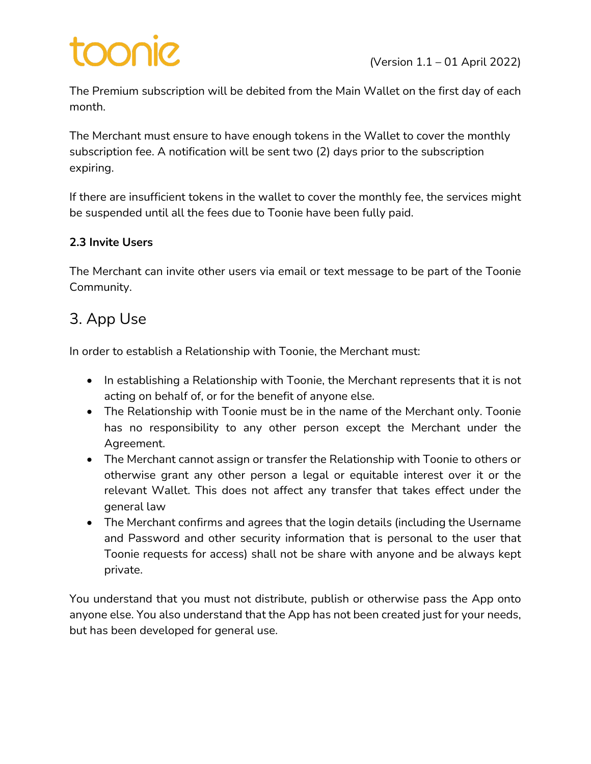The Premium subscription will be debited from the Main Wallet on the first day of each month.

The Merchant must ensure to have enough tokens in the Wallet to cover the monthly subscription fee. A notification will be sent two (2) days prior to the subscription expiring.

If there are insufficient tokens in the wallet to cover the monthly fee, the services might be suspended until all the fees due to Toonie have been fully paid.

**2.3 Invite Users**

The Merchant can invite other users via email or text message to be part of the Toonie Community.

## 3. App Use

In order to establish a Relationship with Toonie, the Merchant must:

- In establishing a Relationship with Toonie, the Merchant represents that it is not acting on behalf of, or for the benefit of anyone else.
- The Relationship with Toonie must be in the name of the Merchant only. Toonie has no responsibility to any other person except the Merchant under the Agreement.
- The Merchant cannot assign or transfer the Relationship with Toonie to others or otherwise grant any other person a legal or equitable interest over it or the relevant Wallet. This does not affect any transfer that takes effect under the general law
- The Merchant confirms and agrees that the login details (including the Username and Password and other security information that is personal to the user that Toonie requests for access) shall not be share with anyone and be always kept private.

You understand that you must not distribute, publish or otherwise pass the App onto anyone else. You also understand that the App has not been created just for your needs, but has been developed for general use.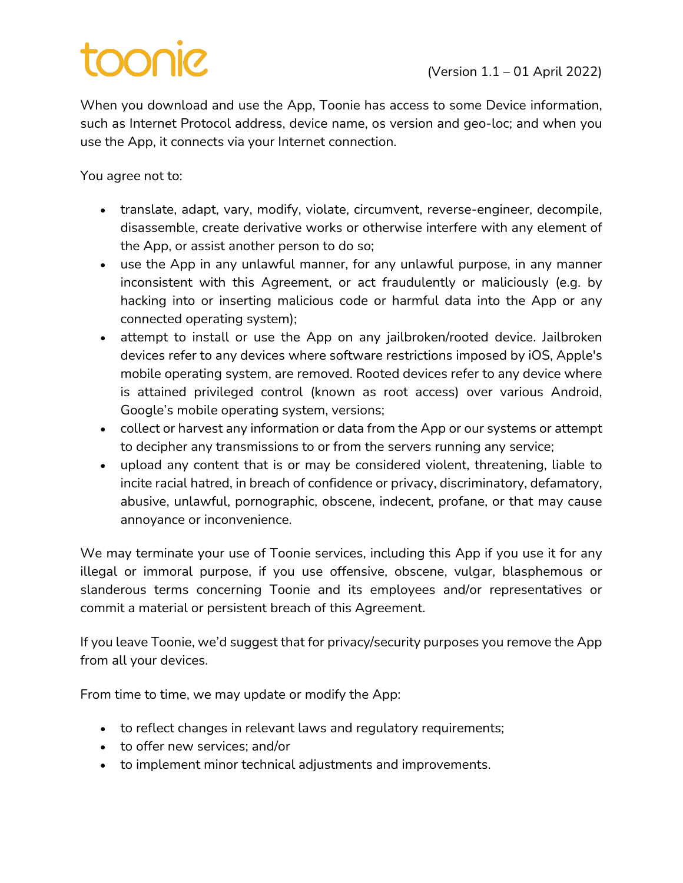When you download and use the App, Toonie has access to some Device information, such as Internet Protocol address, device name, os version and geo-loc; and when you use the App, it connects via your Internet connection.

You agree not to:

- translate, adapt, vary, modify, violate, circumvent, reverse-engineer, decompile, disassemble, create derivative works or otherwise interfere with any element of the App, or assist another person to do so;
- use the App in any unlawful manner, for any unlawful purpose, in any manner inconsistent with this Agreement, or act fraudulently or maliciously (e.g. by hacking into or inserting malicious code or harmful data into the App or any connected operating system);
- attempt to install or use the App on any jailbroken/rooted device. Jailbroken devices refer to any devices where software restrictions imposed by iOS, Apple's mobile operating system, are removed. Rooted devices refer to any device where is attained privileged control (known as root access) over various Android, Google's mobile operating system, versions;
- collect or harvest any information or data from the App or our systems or attempt to decipher any transmissions to or from the servers running any service;
- upload any content that is or may be considered violent, threatening, liable to incite racial hatred, in breach of confidence or privacy, discriminatory, defamatory, abusive, unlawful, pornographic, obscene, indecent, profane, or that may cause annoyance or inconvenience.

We may terminate your use of Toonie services, including this App if you use it for any illegal or immoral purpose, if you use offensive, obscene, vulgar, blasphemous or slanderous terms concerning Toonie and its employees and/or representatives or commit a material or persistent breach of this Agreement.

If you leave Toonie, we'd suggest that for privacy/security purposes you remove the App from all your devices.

From time to time, we may update or modify the App:

- to reflect changes in relevant laws and regulatory requirements;
- to offer new services; and/or
- to implement minor technical adjustments and improvements.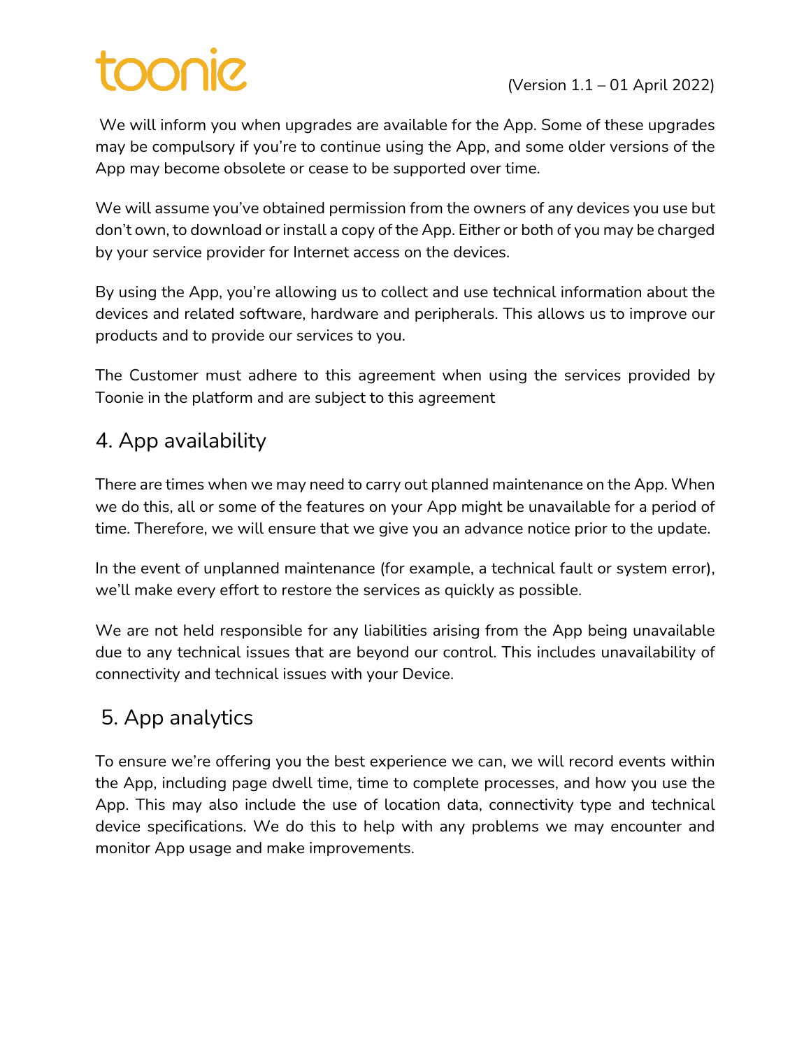We will inform you when upgrades are available for the App. Some of these upgrades may be compulsory if you're to continue using the App, and some older versions of the App may become obsolete or cease to be supported over time.

We will assume you've obtained permission from the owners of any devices you use but don't own, to download or install a copy of the App. Either or both of you may be charged by your service provider for Internet access on the devices.

By using the App, you're allowing us to collect and use technical information about the devices and related software, hardware and peripherals. This allows us to improve our products and to provide our services to you.

The Customer must adhere to this agreement when using the services provided by Toonie in the platform and are subject to this agreement

## 4. App availability

There are times when we may need to carry out planned maintenance on the App. When we do this, all or some of the features on your App might be unavailable for a period of time. Therefore, we will ensure that we give you an advance notice prior to the update.

In the event of unplanned maintenance (for example, a technical fault or system error), we'll make every effort to restore the services as quickly as possible.

We are not held responsible for any liabilities arising from the App being unavailable due to any technical issues that are beyond our control. This includes unavailability of connectivity and technical issues with your Device.

## 5. App analytics

To ensure we're offering you the best experience we can, we will record events within the App, including page dwell time, time to complete processes, and how you use the App. This may also include the use of location data, connectivity type and technical device specifications. We do this to help with any problems we may encounter and monitor App usage and make improvements.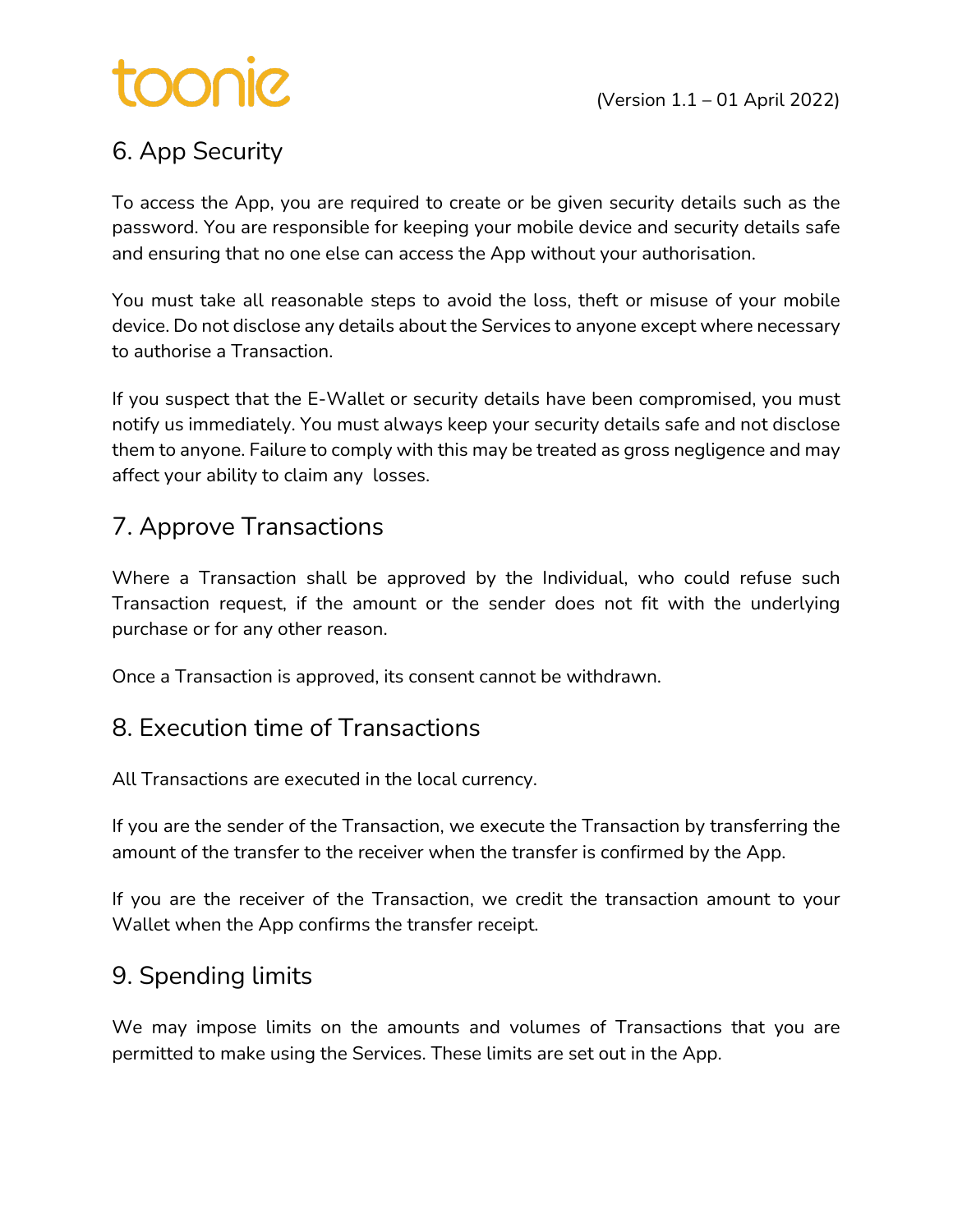## 6. App Security

To access the App, you are required to create or be given security details such as the password. You are responsible for keeping your mobile device and security details safe and ensuring that no one else can access the App without your authorisation.

You must take all reasonable steps to avoid the loss, theft or misuse of your mobile device. Do not disclose any details about the Services to anyone except where necessary to authorise a Transaction.

If you suspect that the E-Wallet or security details have been compromised, you must notify us immediately. You must always keep your security details safe and not disclose them to anyone. Failure to comply with this may be treated as gross negligence and may affect your ability to claim any losses.

## 7. Approve Transactions

Where a Transaction shall be approved by the Individual, who could refuse such Transaction request, if the amount or the sender does not fit with the underlying purchase or for any other reason.

Once a Transaction is approved, its consent cannot be withdrawn.

## 8. Execution time of Transactions

All Transactions are executed in the local currency.

If you are the sender of the Transaction, we execute the Transaction by transferring the amount of the transfer to the receiver when the transfer is confirmed by the App.

If you are the receiver of the Transaction, we credit the transaction amount to your Wallet when the App confirms the transfer receipt.

## 9. Spending limits

We may impose limits on the amounts and volumes of Transactions that you are permitted to make using the Services. These limits are set out in the App.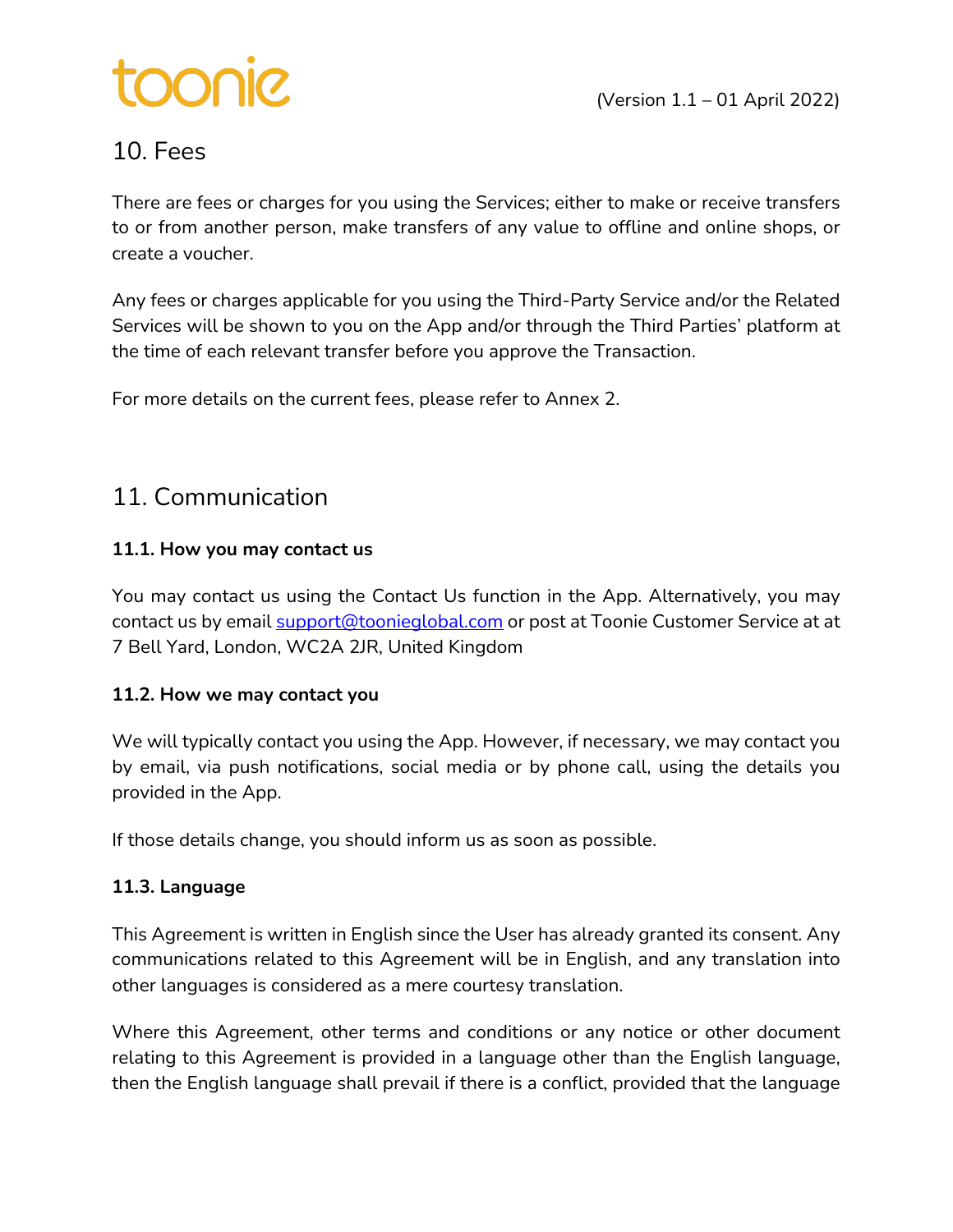## 10. Fees

There are fees or charges for you using the Services; either to make or receive transfers to or from another person, make transfers of any value to offline and online shops, or create a voucher.

Any fees or charges applicable for you using the Third-Party Service and/or the Related Services will be shown to you on the App and/or through the Third Parties' platform at the time of each relevant transfer before you approve the Transaction.

For more details on the current fees, please refer to Annex 2.

## 11. Communication

**11.1. How you may contact us**

You may contact us using the Contact Us function in the App. Alternatively, you may contact us by email support@toonieglobal.com or post at Toonie Customer Service at at 7 Bell Yard, London, WC2A 2JR, United Kingdom

**11.2. How we may contact you**

We will typically contact you using the App. However, if necessary, we may contact you by email, via push notifications, social media or by phone call, using the details you provided in the App.

If those details change, you should inform us as soon as possible.

**11.3. Language**

This Agreement is written in English since the User has already granted its consent. Any communications related to this Agreement will be in English, and any translation into other languages is considered as a mere courtesy translation.

Where this Agreement, other terms and conditions or any notice or other document relating to this Agreement is provided in a language other than the English language, then the English language shall prevail if there is a conflict, provided that the language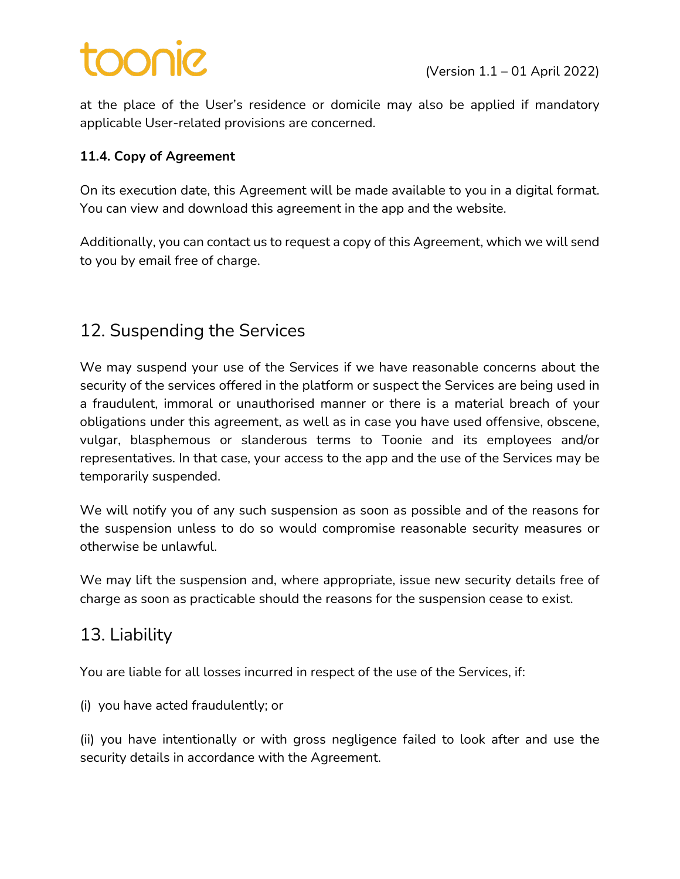at the place of the User's residence or domicile may also be applied if mandatory applicable User-related provisions are concerned.

**11.4. Copy of Agreement**

On its execution date, this Agreement will be made available to you in a digital format. You can view and download this agreement in the app and the website.

Additionally, you can contact us to request a copy of this Agreement, which we will send to you by email free of charge.

## 12. Suspending the Services

We may suspend your use of the Services if we have reasonable concerns about the security of the services offered in the platform or suspect the Services are being used in a fraudulent, immoral or unauthorised manner or there is a material breach of your obligations under this agreement, as well as in case you have used offensive, obscene, vulgar, blasphemous or slanderous terms to Toonie and its employees and/or representatives. In that case, your access to the app and the use of the Services may be temporarily suspended.

We will notify you of any such suspension as soon as possible and of the reasons for the suspension unless to do so would compromise reasonable security measures or otherwise be unlawful.

We may lift the suspension and, where appropriate, issue new security details free of charge as soon as practicable should the reasons for the suspension cease to exist.

## 13. Liability

You are liable for all losses incurred in respect of the use of the Services, if:

(i) you have acted fraudulently; or

(ii) you have intentionally or with gross negligence failed to look after and use the security details in accordance with the Agreement.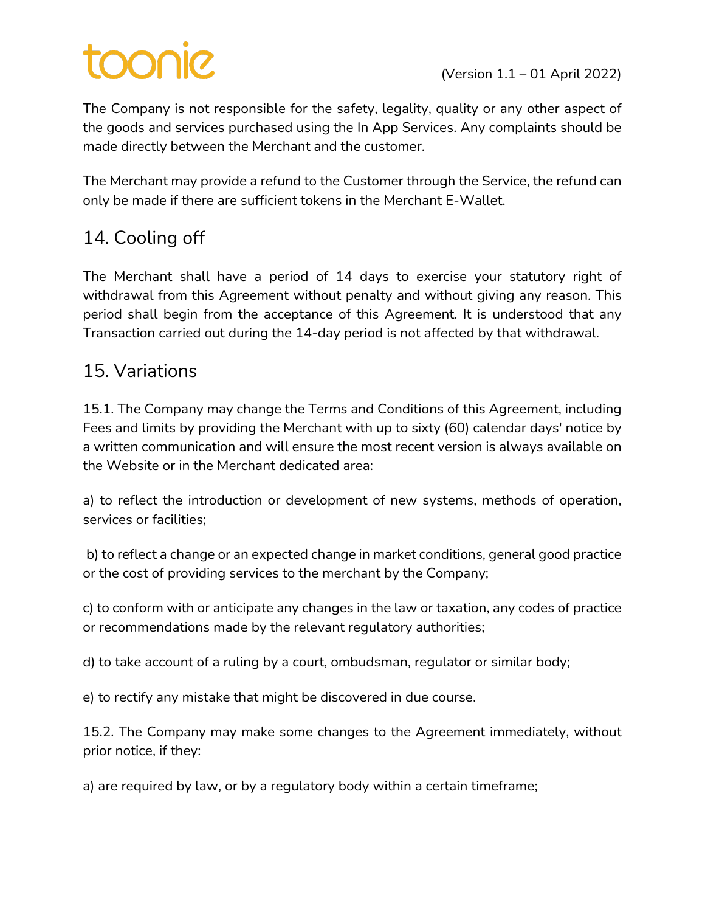The Company is not responsible for the safety, legality, quality or any other aspect of the goods and services purchased using the In App Services. Any complaints should be made directly between the Merchant and the customer.

The Merchant may provide a refund to the Customer through the Service, the refund can only be made if there are sufficient tokens in the Merchant E-Wallet.

## 14. Cooling off

The Merchant shall have a period of 14 days to exercise your statutory right of withdrawal from this Agreement without penalty and without giving any reason. This period shall begin from the acceptance of this Agreement. It is understood that any Transaction carried out during the 14-day period is not affected by that withdrawal.

## 15. Variations

15.1. The Company may change the Terms and Conditions of this Agreement, including Fees and limits by providing the Merchant with up to sixty (60) calendar days' notice by a written communication and will ensure the most recent version is always available on the Website or in the Merchant dedicated area:

a) to reflect the introduction or development of new systems, methods of operation, services or facilities;

b) to reflect a change or an expected change in market conditions, general good practice or the cost of providing services to the merchant by the Company;

c) to conform with or anticipate any changes in the law or taxation, any codes of practice or recommendations made by the relevant regulatory authorities;

d) to take account of a ruling by a court, ombudsman, regulator or similar body;

e) to rectify any mistake that might be discovered in due course.

15.2. The Company may make some changes to the Agreement immediately, without prior notice, if they:

a) are required by law, or by a regulatory body within a certain timeframe;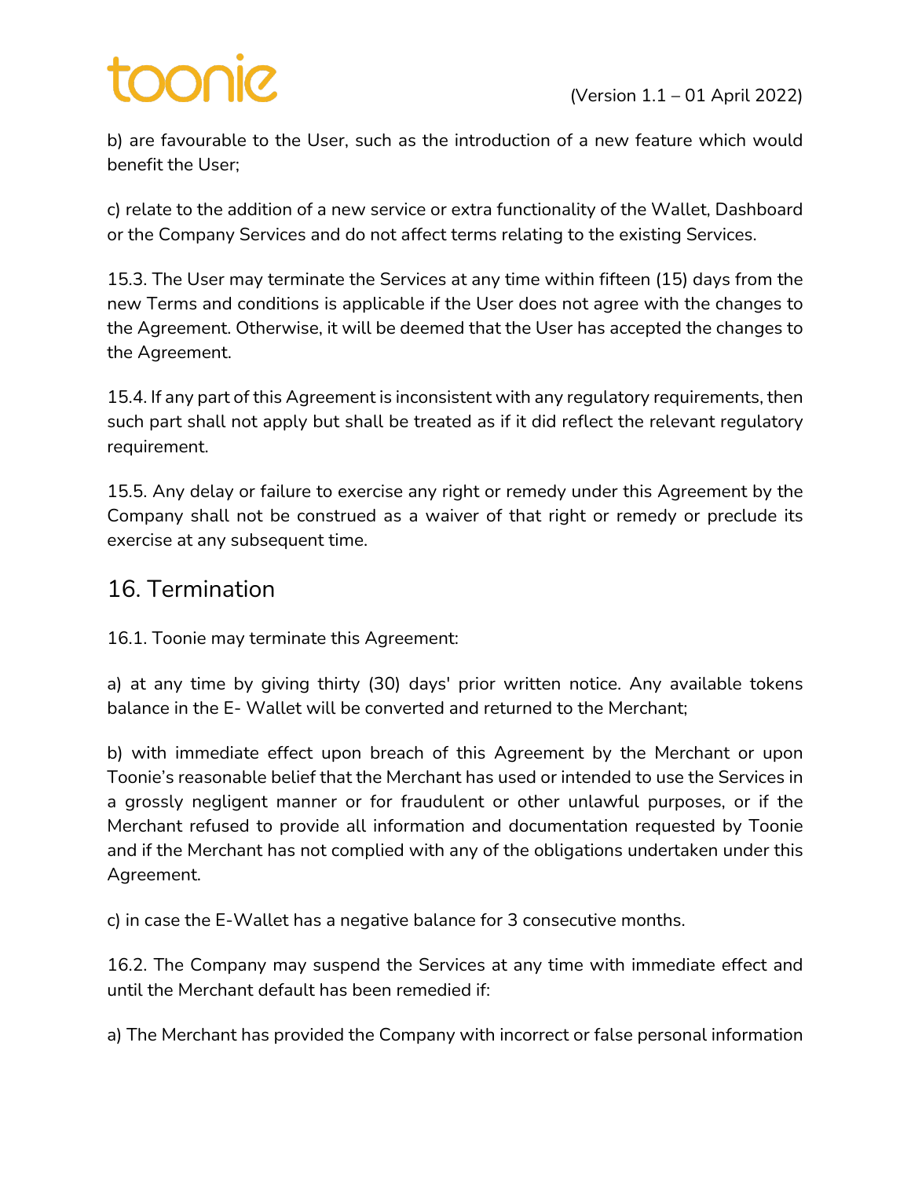b) are favourable to the User, such as the introduction of a new feature which would benefit the User;

c) relate to the addition of a new service or extra functionality of the Wallet, Dashboard or the Company Services and do not affect terms relating to the existing Services.

15.3. The User may terminate the Services at any time within fifteen (15) days from the new Terms and conditions is applicable if the User does not agree with the changes to the Agreement. Otherwise, it will be deemed that the User has accepted the changes to the Agreement.

15.4. If any part of this Agreement is inconsistent with any regulatory requirements, then such part shall not apply but shall be treated as if it did reflect the relevant regulatory requirement.

15.5. Any delay or failure to exercise any right or remedy under this Agreement by the Company shall not be construed as a waiver of that right or remedy or preclude its exercise at any subsequent time.

## 16. Termination

16.1. Toonie may terminate this Agreement:

a) at any time by giving thirty (30) days' prior written notice. Any available tokens balance in the E- Wallet will be converted and returned to the Merchant;

b) with immediate effect upon breach of this Agreement by the Merchant or upon Toonie's reasonable belief that the Merchant has used or intended to use the Services in a grossly negligent manner or for fraudulent or other unlawful purposes, or if the Merchant refused to provide all information and documentation requested by Toonie and if the Merchant has not complied with any of the obligations undertaken under this Agreement.

c) in case the E-Wallet has a negative balance for 3 consecutive months.

16.2. The Company may suspend the Services at any time with immediate effect and until the Merchant default has been remedied if:

a) The Merchant has provided the Company with incorrect or false personal information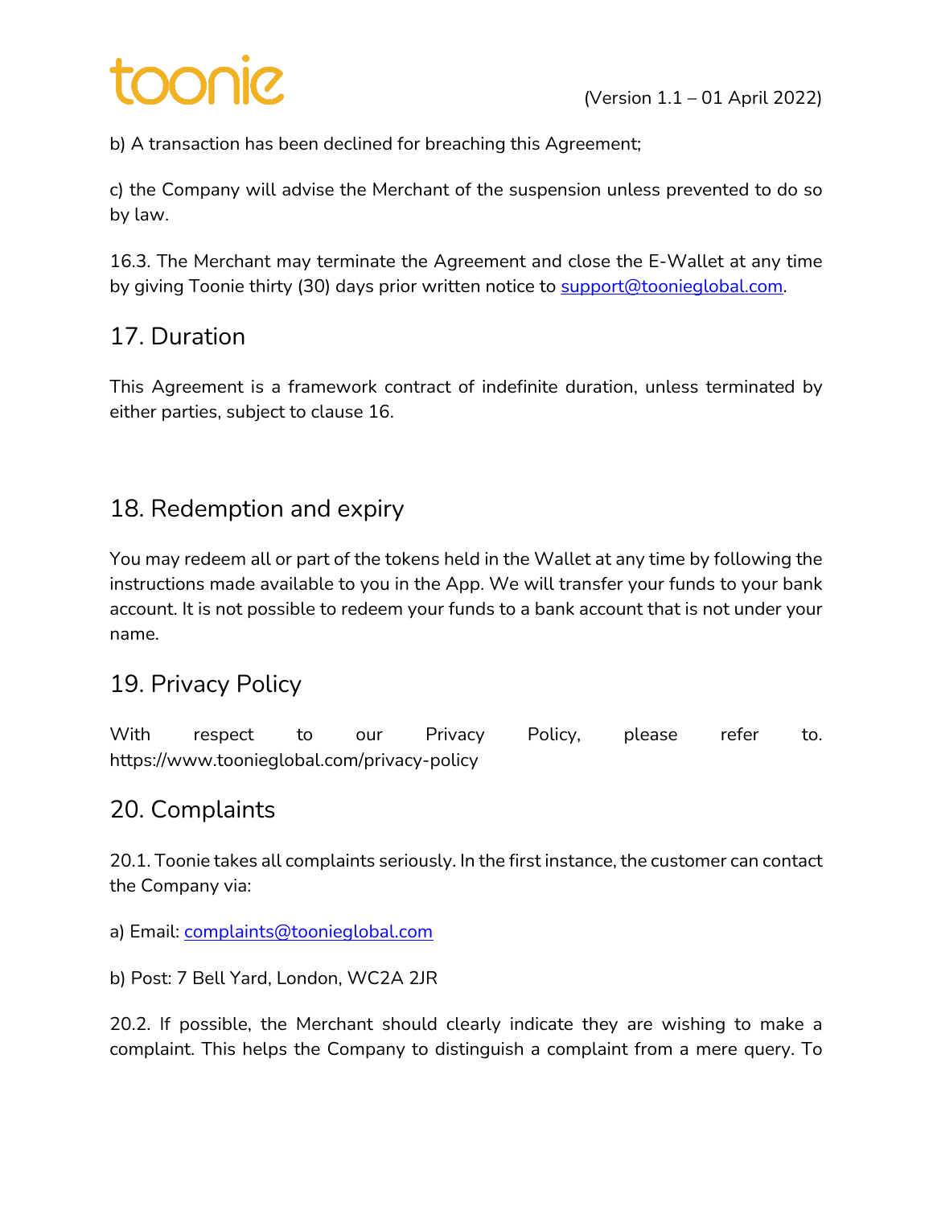b) A transaction has been declined for breaching this Agreement;

c) the Company will advise the Merchant of the suspension unless prevented to do so by law.

16.3. The Merchant may terminate the Agreement and close the E-Wallet at any time by giving Toonie thirty (30) days prior written notice to support@toonieglobal.com.

## 17. Duration

This Agreement is a framework contract of indefinite duration, unless terminated by either parties, subject to clause 16.

## 18. Redemption and expiry

You may redeem all or part of the tokens held in the Wallet at any time by following the instructions made available to you in the App. We will transfer your funds to your bank account. It is not possible to redeem your funds to a bank account that is not under your name.

## 19. Privacy Policy

With respect to our Privacy Policy, please refer to. https://www.toonieglobal.com/privacy-policy

## 20. Complaints

20.1. Toonie takes all complaints seriously. In the first instance, the customer can contact the Company via:

a) Email: complaints@toonieglobal.com

b) Post: 7 Bell Yard, London, WC2A 2JR

20.2. If possible, the Merchant should clearly indicate they are wishing to make a complaint. This helps the Company to distinguish a complaint from a mere query. To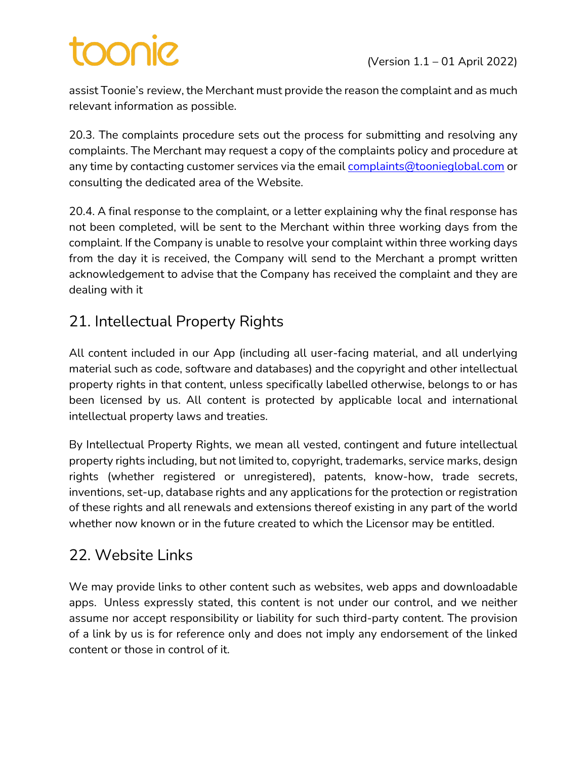assist Toonie's review, the Merchant must provide the reason the complaint and as much relevant information as possible.

20.3. The complaints procedure sets out the process for submitting and resolving any complaints. The Merchant may request a copy of the complaints policy and procedure at any time by contacting customer services via the email complaints@toonieglobal.com or consulting the dedicated area of the Website.

20.4. A final response to the complaint, or a letter explaining why the final response has not been completed, will be sent to the Merchant within three working days from the complaint. If the Company is unable to resolve your complaint within three working days from the day it is received, the Company will send to the Merchant a prompt written acknowledgement to advise that the Company has received the complaint and they are dealing with it

## 21. Intellectual Property Rights

All content included in our App (including all user-facing material, and all underlying material such as code, software and databases) and the copyright and other intellectual property rights in that content, unless specifically labelled otherwise, belongs to or has been licensed by us. All content is protected by applicable local and international intellectual property laws and treaties.

By Intellectual Property Rights, we mean all vested, contingent and future intellectual property rights including, but not limited to, copyright, trademarks, service marks, design rights (whether registered or unregistered), patents, know-how, trade secrets, inventions, set-up, database rights and any applications for the protection or registration of these rights and all renewals and extensions thereof existing in any part of the world whether now known or in the future created to which the Licensor may be entitled.

## 22. Website Links

We may provide links to other content such as websites, web apps and downloadable apps. Unless expressly stated, this content is not under our control, and we neither assume nor accept responsibility or liability for such third-party content. The provision of a link by us is for reference only and does not imply any endorsement of the linked content or those in control of it.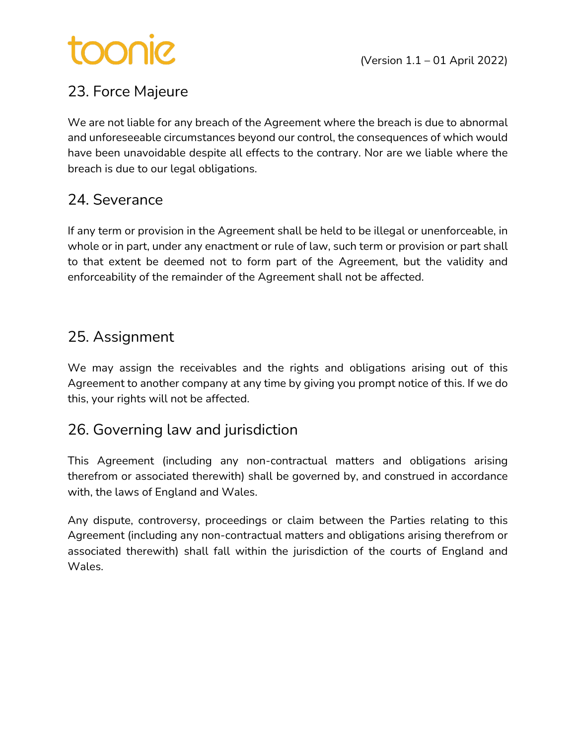## 23. Force Majeure

We are not liable for any breach of the Agreement where the breach is due to abnormal and unforeseeable circumstances beyond our control, the consequences of which would have been unavoidable despite all effects to the contrary. Nor are we liable where the breach is due to our legal obligations.

## 24. Severance

If any term or provision in the Agreement shall be held to be illegal or unenforceable, in whole or in part, under any enactment or rule of law, such term or provision or part shall to that extent be deemed not to form part of the Agreement, but the validity and enforceability of the remainder of the Agreement shall not be affected.

## 25. Assignment

We may assign the receivables and the rights and obligations arising out of this Agreement to another company at any time by giving you prompt notice of this. If we do this, your rights will not be affected.

## 26. Governing law and jurisdiction

This Agreement (including any non-contractual matters and obligations arising therefrom or associated therewith) shall be governed by, and construed in accordance with, the laws of England and Wales.

Any dispute, controversy, proceedings or claim between the Parties relating to this Agreement (including any non-contractual matters and obligations arising therefrom or associated therewith) shall fall within the jurisdiction of the courts of England and Wales.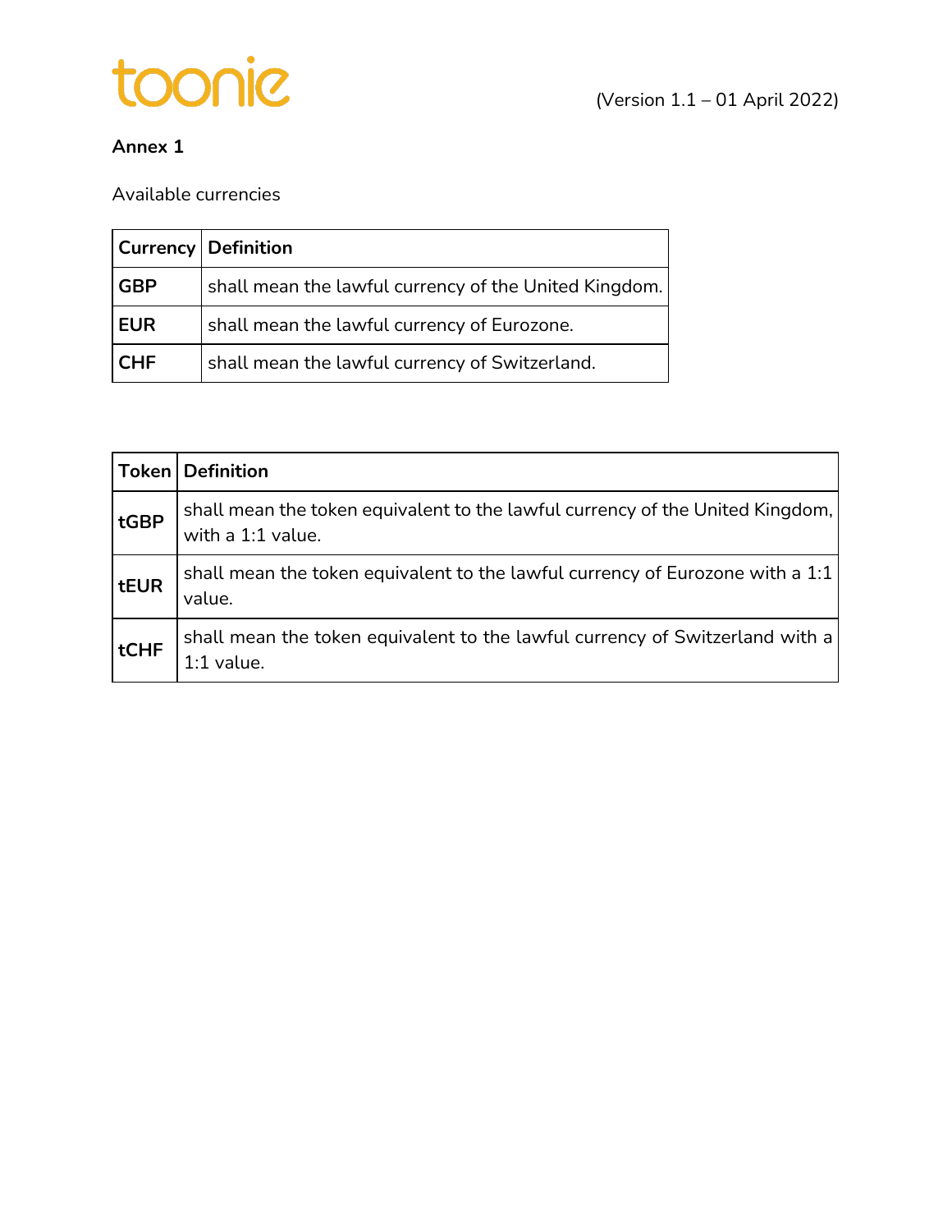(Version 1.1 – 01 April 2022)

**Annex 1**

Available currencies

| Currency | Definition |
|---|---|
| **GBP** | shall mean the lawful currency of the United Kingdom. |
| **EUR** | shall mean the lawful currency of Eurozone. |
| **CHF** | shall mean the lawful currency of Switzerland. |

| Token | Definition |
|---|---|
| **tGBP** | shall mean the token equivalent to the lawful currency of the United Kingdom, with a 1:1 value. |
| **tEUR** | shall mean the token equivalent to the lawful currency of Eurozone with a 1:1 value. |
| **tCHF** | shall mean the token equivalent to the lawful currency of Switzerland with a 1:1 value. |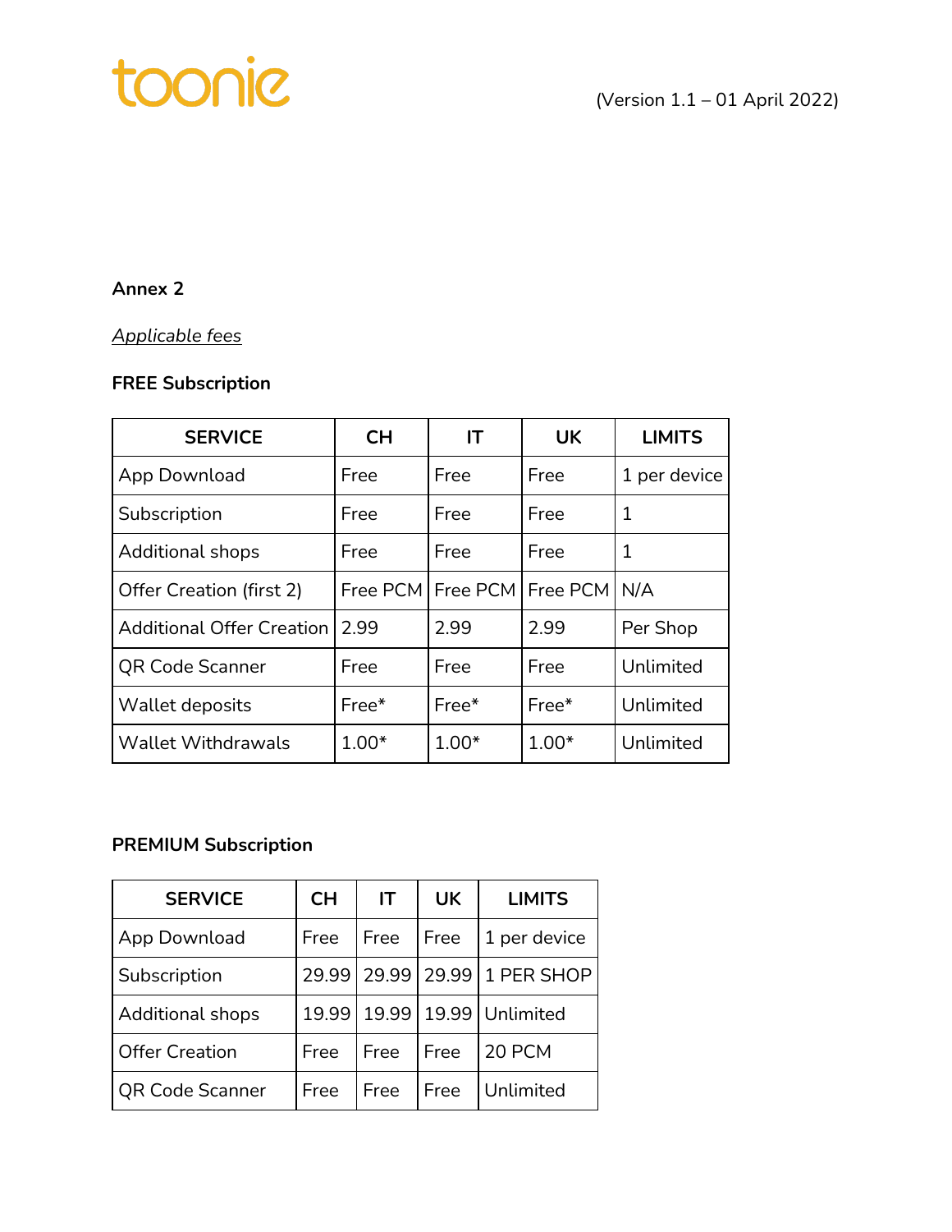toonie

(Version 1.1 – 01 April 2022)

**Annex 2**

*Applicable fees*

**FREE Subscription**

| SERVICE | CH | IT | UK | LIMITS |
|---|---|---|---|---|
| App Download | Free | Free | Free | 1 per device |
| Subscription | Free | Free | Free | 1 |
| Additional shops | Free | Free | Free | 1 |
| Offer Creation (first 2) | Free PCM | Free PCM | Free PCM | N/A |
| Additional Offer Creation | 2.99 | 2.99 | 2.99 | Per Shop |
| QR Code Scanner | Free | Free | Free | Unlimited |
| Wallet deposits | Free* | Free* | Free* | Unlimited |
| Wallet Withdrawals | 1.00* | 1.00* | 1.00* | Unlimited |

**PREMIUM Subscription**

| SERVICE | CH | IT | UK | LIMITS |
|---|---|---|---|---|
| App Download | Free | Free | Free | 1 per device |
| Subscription | 29.99 | 29.99 | 29.99 | 1 PER SHOP |
| Additional shops | 19.99 | 19.99 | 19.99 | Unlimited |
| Offer Creation | Free | Free | Free | 20 PCM |
| QR Code Scanner | Free | Free | Free | Unlimited |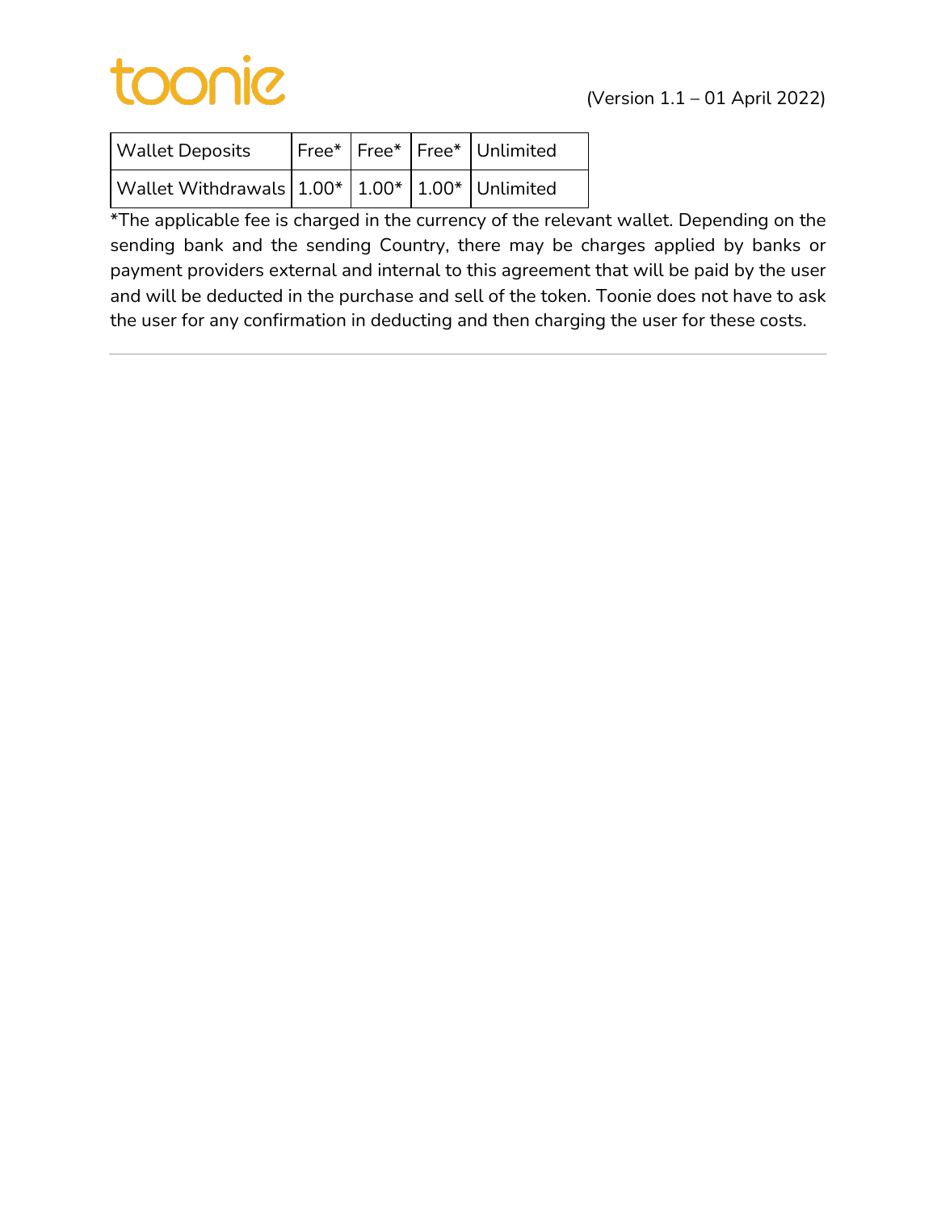| | | | | |
|---|---|---|---|---|
| Wallet Deposits | Free* | Free* | Free* | Unlimited |
| Wallet Withdrawals | 1.00* | 1.00* | 1.00* | Unlimited |

*The applicable fee is charged in the currency of the relevant wallet. Depending on the sending bank and the sending Country, there may be charges applied by banks or payment providers external and internal to this agreement that will be paid by the user and will be deducted in the purchase and sell of the token. Toonie does not have to ask the user for any confirmation in deducting and then charging the user for these costs.

---